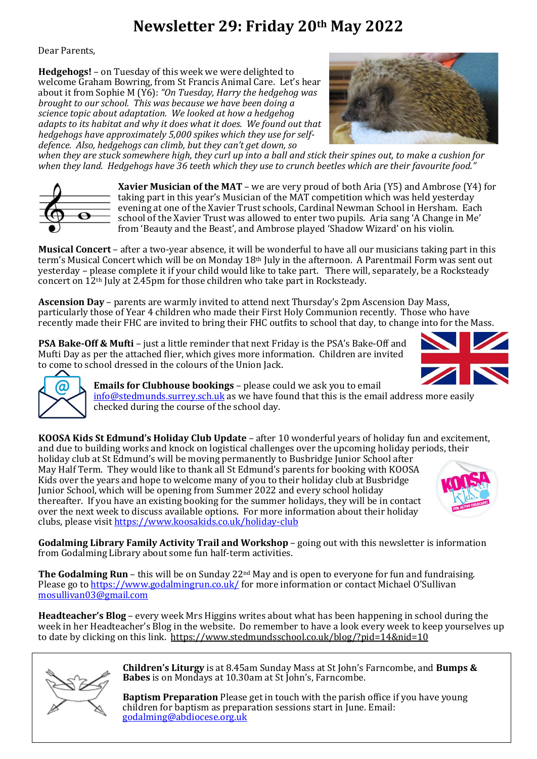# Newsletter 29: Friday 20th May 2022

Dear Parents,

**Hedgehogs!** – on Tuesday of this week we were delighted to welcome Graham Bowring, from St Francis Animal Care. Let's hear about it from Sophie M (Y6): *"On Tuesday, Harry the hedgehog was brought to our school. This was because we have been doing a science topic about adaptation. We looked at how a hedgehog adapts to its habitat and why it does what it does. We found out that hedgehogs have approximately 5,000 spikes which they use for self-defence. Also, hedgehogs can climb, but they can't get down, so when they are stuck somewhere high, they curl up into a ball and stick their spines out, to make a cushion for when they land. Hedgehogs have 36 teeth which they use to crunch beetles which are their favourite food."*

**Xavier Musician of the MAT** – we are very proud of both Aria (Y5) and Ambrose (Y4) for taking part in this year's Musician of the MAT competition which was held yesterday evening at one of the Xavier Trust schools, Cardinal Newman School in Hersham. Each school of the Xavier Trust was allowed to enter two pupils. Aria sang 'A Change in Me' from 'Beauty and the Beast', and Ambrose played 'Shadow Wizard' on his violin.

**Musical Concert** – after a two-year absence, it will be wonderful to have all our musicians taking part in this term's Musical Concert which will be on Monday 18th July in the afternoon. A Parentmail Form was sent out yesterday – please complete it if your child would like to take part. There will, separately, be a Rocksteady concert on 12th July at 2.45pm for those children who take part in Rocksteady.

**Ascension Day** – parents are warmly invited to attend next Thursday's 2pm Ascension Day Mass, particularly those of Year 4 children who made their First Holy Communion recently. Those who have recently made their FHC are invited to bring their FHC outfits to school that day, to change into for the Mass.

**PSA Bake-Off & Mufti** – just a little reminder that next Friday is the PSA's Bake-Off and Mufti Day as per the attached flier, which gives more information. Children are invited to come to school dressed in the colours of the Union Jack.

**Emails for Clubhouse bookings** – please could we ask you to email info@stedmunds.surrey.sch.uk as we have found that this is the email address more easily checked during the course of the school day.

**KOOSA Kids St Edmund's Holiday Club Update** – after 10 wonderful years of holiday fun and excitement, and due to building works and knock on logistical challenges over the upcoming holiday periods, their holiday club at St Edmund's will be moving permanently to Busbridge Junior School after May Half Term. They would like to thank all St Edmund's parents for booking with KOOSA Kids over the years and hope to welcome many of you to their holiday club at Busbridge Junior School, which will be opening from Summer 2022 and every school holiday thereafter. If you have an existing booking for the summer holidays, they will be in contact over the next week to discuss available options. For more information about their holiday clubs, please visit https://www.koosakids.co.uk/holiday-club

**Godalming Library Family Activity Trail and Workshop** – going out with this newsletter is information from Godalming Library about some fun half-term activities.

**The Godalming Run** – this will be on Sunday 22nd May and is open to everyone for fun and fundraising. Please go to https://www.godalmingrun.co.uk/ for more information or contact Michael O'Sullivan mosullivan03@gmail.com

**Headteacher's Blog** – every week Mrs Higgins writes about what has been happening in school during the week in her Headteacher's Blog in the website. Do remember to have a look every week to keep yourselves up to date by clicking on this link. https://www.stedmundsschool.co.uk/blog/?pid=14&nid=10

**Children's Liturgy** is at 8.45am Sunday Mass at St John's Farncombe, and **Bumps & Babes** is on Mondays at 10.30am at St John's, Farncombe.

**Baptism Preparation** Please get in touch with the parish office if you have young children for baptism as preparation sessions start in June. Email: godalming@abdiocese.org.uk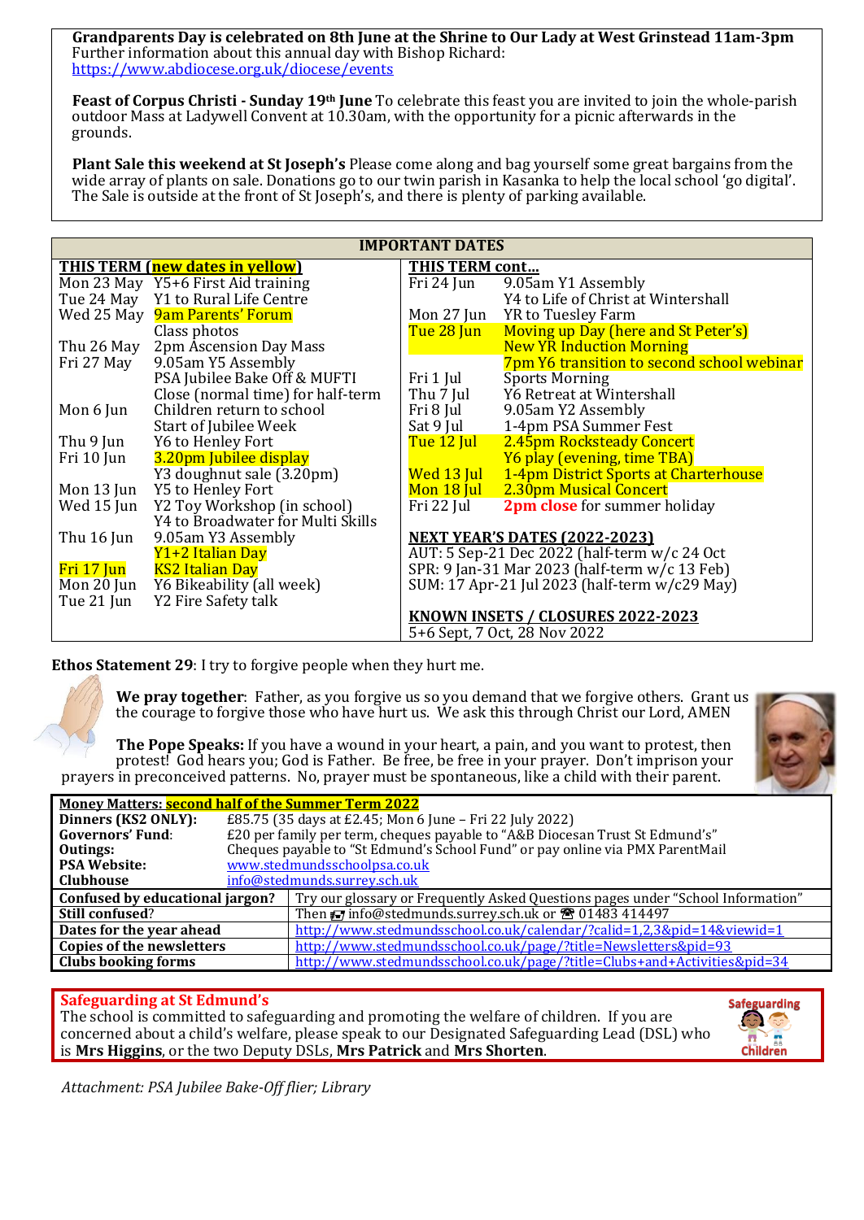**Grandparents Day is celebrated on 8th June at the Shrine to Our Lady at West Grinstead 11am-3pm**
Further information about this annual day with Bishop Richard:
https://www.abdiocese.org.uk/diocese/events

**Feast of Corpus Christi - Sunday 19th June** To celebrate this feast you are invited to join the whole-parish outdoor Mass at Ladywell Convent at 10.30am, with the opportunity for a picnic afterwards in the grounds.

**Plant Sale this weekend at St Joseph's** Please come along and bag yourself some great bargains from the wide array of plants on sale. Donations go to our twin parish in Kasanka to help the local school 'go digital'. The Sale is outside at the front of St Joseph's, and there is plenty of parking available.

## IMPORTANT DATES

**THIS TERM (new dates in yellow)**

| | |
|---|---|
| Mon 23 May | Y5+6 First Aid training |
| Tue 24 May | Y1 to Rural Life Centre |
| Wed 25 May | 9am Parents' Forum |
| | Class photos |
| Thu 26 May | 2pm Ascension Day Mass |
| Fri 27 May | 9.05am Y5 Assembly |
| | PSA Jubilee Bake Off & MUFTI |
| | Close (normal time) for half-term |
| Mon 6 Jun | Children return to school |
| | Start of Jubilee Week |
| Thu 9 Jun | Y6 to Henley Fort |
| Fri 10 Jun | 3.20pm Jubilee display |
| | Y3 doughnut sale (3.20pm) |
| Mon 13 Jun | Y5 to Henley Fort |
| Wed 15 Jun | Y2 Toy Workshop (in school) |
| | Y4 to Broadwater for Multi Skills |
| Thu 16 Jun | 9.05am Y3 Assembly |
| | Y1+2 Italian Day |
| Fri 17 Jun | KS2 Italian Day |
| Mon 20 Jun | Y6 Bikeability (all week) |
| Tue 21 Jun | Y2 Fire Safety talk |

**THIS TERM cont...**

| | |
|---|---|
| Fri 24 Jun | 9.05am Y1 Assembly |
| | Y4 to Life of Christ at Wintershall |
| Mon 27 Jun | YR to Tuesley Farm |
| Tue 28 Jun | Moving up Day (here and St Peter's) |
| | New YR Induction Morning |
| | 7pm Y6 transition to second school webinar |
| Fri 1 Jul | Sports Morning |
| Thu 7 Jul | Y6 Retreat at Wintershall |
| Fri 8 Jul | 9.05am Y2 Assembly |
| Sat 9 Jul | 1-4pm PSA Summer Fest |
| Tue 12 Jul | 2.45pm Rocksteady Concert |
| | Y6 play (evening, time TBA) |
| Wed 13 Jul | 1-4pm District Sports at Charterhouse |
| Mon 18 Jul | 2.30pm Musical Concert |
| Fri 22 Jul | **2pm close** for summer holiday |

**NEXT YEAR'S DATES (2022-2023)**
AUT: 5 Sep-21 Dec 2022 (half-term w/c 24 Oct
SPR: 9 Jan-31 Mar 2023 (half-term w/c 13 Feb)
SUM: 17 Apr-21 Jul 2023 (half-term w/c29 May)

**KNOWN INSETS / CLOSURES 2022-2023**
5+6 Sept, 7 Oct, 28 Nov 2022

**Ethos Statement 29**: I try to forgive people when they hurt me.

**We pray together**: Father, as you forgive us so you demand that we forgive others. Grant us the courage to forgive those who have hurt us. We ask this through Christ our Lord, AMEN

**The Pope Speaks:** If you have a wound in your heart, a pain, and you want to protest, then protest! God hears you; God is Father. Be free, be free in your prayer. Don't imprison your prayers in preconceived patterns. No, prayer must be spontaneous, like a child with their parent.

| **Money Matters: second half of the Summer Term 2022** | |
|---|---|
| **Dinners (KS2 ONLY):** | £85.75 (35 days at £2.45; Mon 6 June – Fri 22 July 2022) |
| **Governors' Fund**: | £20 per family per term, cheques payable to "A&B Diocesan Trust St Edmund's" |
| **Outings:** | Cheques payable to "St Edmund's School Fund" or pay online via PMX ParentMail |
| **PSA Website:** | www.stedmundsschoolpsa.co.uk |
| **Clubhouse** | info@stedmunds.surrey.sch.uk |
| **Confused by educational jargon?** | Try our glossary or Frequently Asked Questions pages under "School Information" |
| **Still confused?** | Then info@stedmunds.surrey.sch.uk or ☎ 01483 414497 |
| **Dates for the year ahead** | http://www.stedmundsschool.co.uk/calendar/?calid=1,2,3&pid=14&viewid=1 |
| **Copies of the newsletters** | http://www.stedmundsschool.co.uk/page/?title=Newsletters&pid=93 |
| **Clubs booking forms** | http://www.stedmundsschool.co.uk/page/?title=Clubs+and+Activities&pid=34 |

**Safeguarding at St Edmund's**
The school is committed to safeguarding and promoting the welfare of children. If you are concerned about a child's welfare, please speak to our Designated Safeguarding Lead (DSL) who is **Mrs Higgins**, or the two Deputy DSLs, **Mrs Patrick** and **Mrs Shorten**.

*Attachment: PSA Jubilee Bake-Off flier; Library*